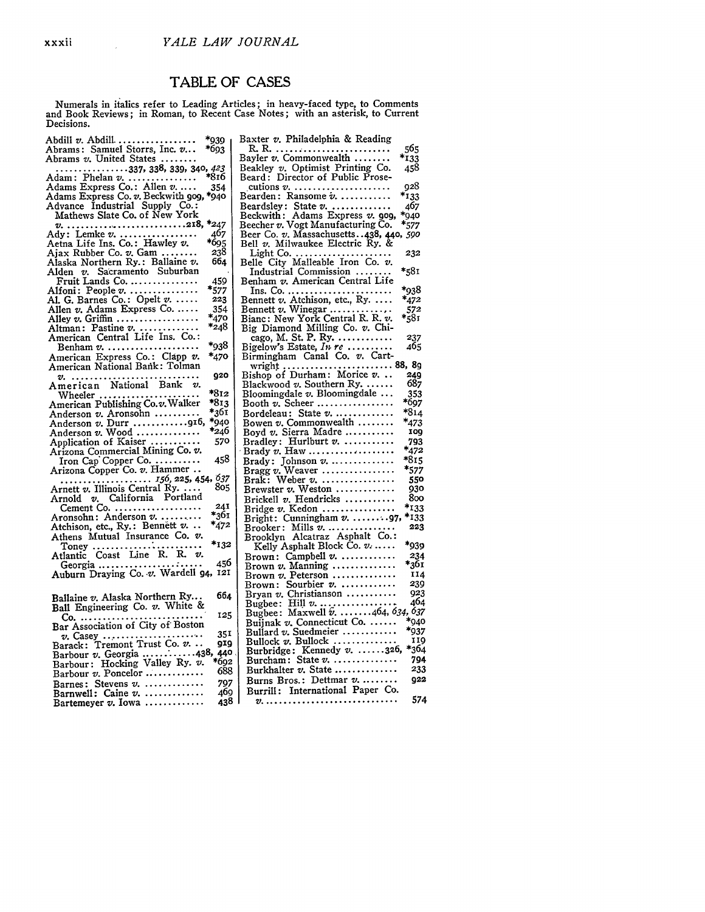# TABLE OF CASES

Numerals in italics refer to Leading Articles; in heavy-faced type, to Comments and Book Reviews; in Roman, to Recent Case Notes; with an asterisk, to Current Decisions.

Abdill *v.* Abdill ................. *939
Abrams: Samuel Storrs, Inc. *v.*... *693
Abrams *v.* United States ........ ................337, 338, 339, 340, *423*
Adam: Phelan *v.* ............... *816
Adams Express Co.: Allen *v.* ..... 354
Adams Express Co. *v.* Beckwith 909, *940
Advance Industrial Supply Co.: Mathews Slate Co. of New York *v.* ...........................218, *247
Ady: Lemke *v.* ................. 467
Aetna Life Ins. Co.: Hawley *v.* *695
Ajax Rubber Co. *v.* Gam ........ 238
Alaska Northern Ry.: Ballaine *v.* 664
Alden *v.* Sacramento Suburban Fruit Lands Co. ............... 459
Alfoni: People *v.* ............... *577
Al. G. Barnes Co.: Opelt *v.* ...... 223
Allen *v.* Adams Express Co. ...... 354
Alley *v.* Griffin .................. *470
Altman: Pastine *v.* .............. *248
American Central Life Ins. Co.: Benham *v.* .................... *938
American Express Co.: Clapp *v.* *470
American National Bank: Tolman *v.* ........................... 920
American National Bank *v.* Wheeler ..................... *812
American Publishing Co. *v.* Walker *813
Anderson *v.* Aronsohn .......... *361
Anderson *v.* Durr ............916, *940
Anderson *v.* Wood .............. *246
Application of Kaiser ........... 570
Arizona Commercial Mining Co. *v.* Iron Cap Copper Co. .......... 458
Arizona Copper Co. *v.* Hammer .. ..................... *156*, 225, 454, *637*
Arnett *v.* Illinois Central Ry. .... 805
Arnold *v.* California Portland Cement Co. ................... 241
Aronsohn: Anderson *v.* ......... *361
Atchison, etc., Ry.: Bennett *v.* .. *472
Athens Mutual Insurance Co. *v.* Toney ........................ *132
Atlantic Coast Line R. R. *v.* Georgia ...................... 456
Auburn Draying Co. *v.* Wardell 94, 121

Ballaine *v.* Alaska Northern Ry... 664
Ball Engineering Co. *v.* White & Co. ........................... 125
Bar Association of City of Boston *v.* Casey ..................... 351
Barack: Tremont Trust Co. *v.* .. 919
Barbour *v.* Georgia ..........438, 440
Barbour: Hocking Valley Ry. *v.* *692
Barbour *v.* Poncelor ............ 688
Barnes: Stevens *v.* ............. 797
Barnwell: Caine *v.* ............. 469
Bartemeyer *v.* Iowa ............. 438

Baxter *v.* Philadelphia & Reading R. R. ......................... 565
Bayler *v.* Commonwealth ........ *133
Beakley *v.* Optimist Printing Co. 458
Beard: Director of Public Prosecutions *v.* ..................... 928
Bearden: Ransome *v.* ........... *133
Beardsley: State *v.* ............. 467
Beckwith: Adams Express *v.* 909, *940
Beecher *v.* Vogt Manufacturing Co. *577
Beer Co. *v.* Massachusetts..438, 440, *590*
Bell *v.* Milwaukee Electric Ry. & Light Co. ..................... 232
Belle City Malleable Iron Co. *v.* Industrial Commission ........ *581
Benham *v.* American Central Life Ins. Co. ...................... *938
Bennett *v.* Atchison, etc., Ry. .... *472
Bennett *v.* Winegar ............. 572
Bianc: New York Central R. R. *v.* *581
Big Diamond Milling Co. *v.* Chicago, M. St. P. Ry. ............ 237
Bigelow's Estate, *In re* .......... 465
Birmingham Canal Co. *v.* Cartwright ........................ 88, 89
Bishop of Durham: Morice *v.* .. 249
Blackwood *v.* Southern Ry. ...... 687
Bloomingdale *v.* Bloomingdale ... 353
Booth *v.* Scheer ................ *697
Bordeleau: State *v.* ............. *814
Bowen *v.* Commonwealth ........ *473
Boyd *v.* Sierra Madre ........... 109
Bradley: Hurlburt *v.* ........... 793
Brady *v.* Haw .................. *472
Brady: Johnson *v.* .............. *815
Bragg *v.* Weaver ................ *577
Brak: Weber *v.* ................. 550
Brewster *v.* Weston ............. 930
Brickell *v.* Hendricks ........... 800
Bridge *v.* Kedon ................ *133
Bright: Cunningham *v.* .........97, *133
Brooker: Mills *v.* ............... 223
Brooklyn Alcatraz Asphalt Co.: Kelly Asphalt Block Co. *v.* ..... *939
Brown: Campbell *v.* ............ 234
Brown *v.* Manning .............. *361
Brown *v.* Peterson .............. 114
Brown: Sourbier *v.* ............. 239
Bryan *v.* Christianson ........... 923
Bugbee: Hill *v.* ................. 464
Bugbee: Maxwell *v.* .......464, *634*, *637*
Buijnak *v.* Connecticut Co. ...... *940
Bullard *v.* Suedmeier ............ *937
Bullock *v.* Bullock .............. 119
Burbridge: Kennedy *v.* ......326, *364
Burcham: State *v.* .............. 794
Burkhalter *v.* State .............. 233
Burns Bros.: Dettmar *v.* ........ 922
Burrill: International Paper Co. *v.* ............................. 574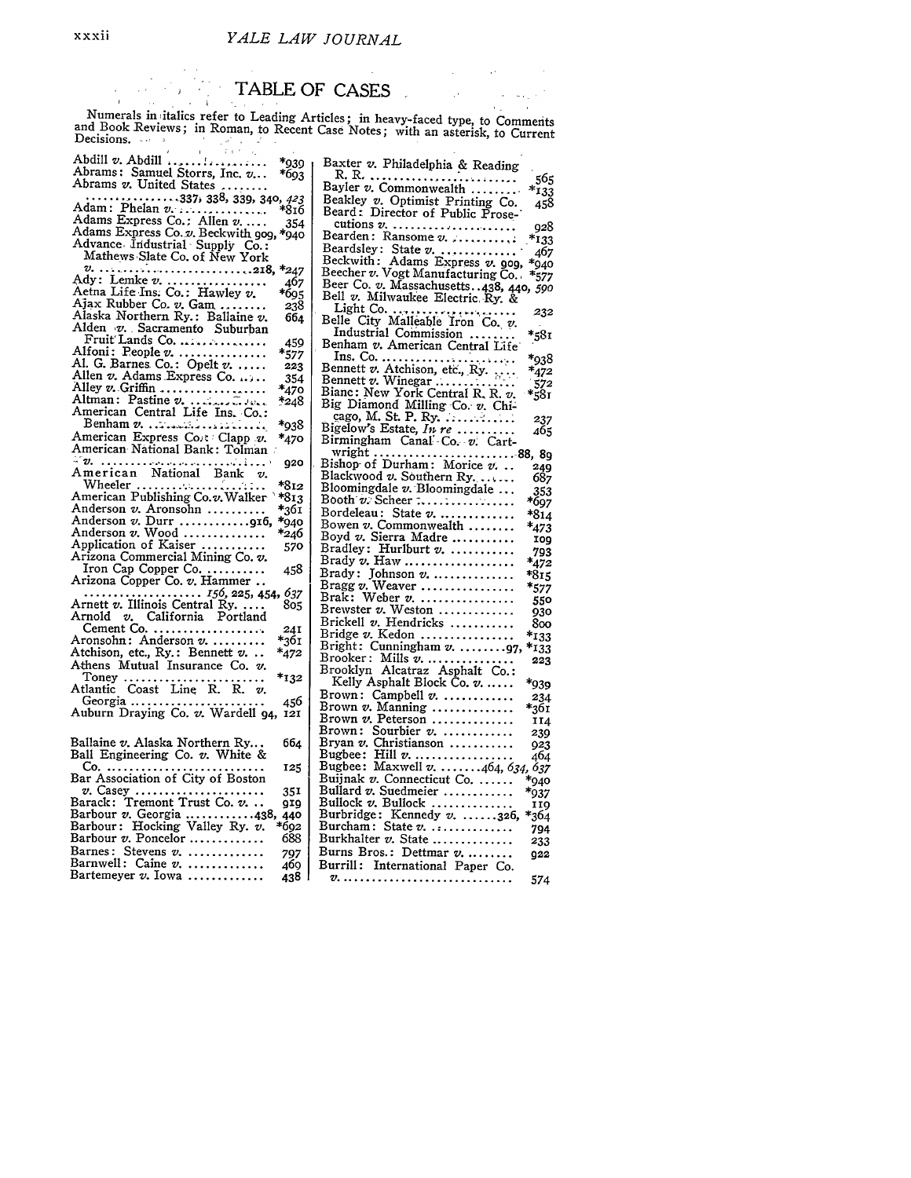# TABLE OF CASES

Numerals in italics refer to Leading Articles; in heavy-faced type, to Comments and Book Reviews; in Roman, to Recent Case Notes; with an asterisk, to Current Decisions.

Abdill *v.* Abdill .......... *939
Abrams: Samuel Storrs, Inc. *v.*.. *693
Abrams *v.* United States ........
.................337, 338, 339, 340, *423*
Adam: Phelan *v.* .............. *816
Adams Express Co.: Allen *v.* .... 354
Adams Express Co. *v.* Beckwith 909, *940
Advance Industrial Supply Co.: Mathews Slate Co. of New York *v.* ........................218, *247
Ady: Lemke *v.* ............... 467
Aetna Life Ins. Co.: Hawley *v.* *695
Ajax Rubber Co. *v.* Gam ........ 238
Alaska Northern Ry.: Ballaine *v.* 664
Alden *v.* Sacramento Suburban Fruit Lands Co. .............. 459
Alfoni: People *v.* ............... *577
Al. G. Barnes Co.: Opelt *v.* ..... 223
Allen *v.* Adams Express Co. ..... 354
Alley *v.* Griffin ................. *470
Altman: Pastine *v.* .............. *248
American Central Life Ins. Co.: Benham *v.* .................... *938
American Express Co.: Clapp *v.* *470
American National Bank: Tolman *v.* ............................ 920
American National Bank *v.* Wheeler ...................... *812
American Publishing Co. *v.* Walker *813
Anderson *v.* Aronsohn .......... *361
Anderson *v.* Durr ............916, *940
Anderson *v.* Wood ............. *246
Application of Kaiser ........... 570
Arizona Commercial Mining Co. *v.* Iron Cap Copper Co. .......... 458
Arizona Copper Co. *v.* Hammer ..
.................... *156*, 225, 454, *637*
Arnett *v.* Illinois Central Ry. .... 805
Arnold *v.* California Portland Cement Co. .................. 241
Aronsohn: Anderson *v.* ......... *361
Atchison, etc., Ry.: Bennett *v.* .. *472
Athens Mutual Insurance Co. *v.* Toney ...................... *132
Atlantic Coast Line R. R. *v.* Georgia ...................... 456
Auburn Draying Co. *v.* Wardell 94, 121

Ballaine *v.* Alaska Northern Ry... 664
Ball Engineering Co. *v.* White & Co. ......................... 125
Bar Association of City of Boston *v.* Casey ..................... 351
Barack: Tremont Trust Co. *v.* .. 919
Barbour *v.* Georgia ............438, 440
Barbour: Hocking Valley Ry. *v.* *692
Barbour *v.* Poncelor ............ 688
Barnes: Stevens *v.* ............ 797
Barnwell: Caine *v.* ............ 469
Bartemeyer *v.* Iowa ............ 438

Baxter *v.* Philadelphia & Reading R. R. ......................... 565
Bayler *v.* Commonwealth ........ *133
Beakley *v.* Optimist Printing Co. 458
Beard: Director of Public Prosecutions *v.* ..................... 928
Bearden: Ransome *v.* .......... *133
Beardsley: State *v.* ............ 467
Beckwith: Adams Express *v.* 909, *940
Beecher *v.* Vogt Manufacturing Co.. *577
Beer Co. *v.* Massachusetts..438, 440, *590*
Bell *v.* Milwaukee Electric Ry. & Light Co. .................. 232
Belle City Malleable Iron Co. *v.* Industrial Commission ........ *581
Benham *v.* American Central Life Ins. Co. ..................... *938
Bennett *v.* Atchison, etc., Ry. ... *472
Bennett *v.* Winegar ............ 572
Bianc: New York Central R. R. *v.* *581
Big Diamond Milling Co. *v.* Chicago, M. St. P. Ry. ........... 237
Bigelow's Estate, *In re* .......... 465
Birmingham Canal Co. *v.* Cartwright ......................88, 89
Bishop of Durham: Morice *v.* .. 249
Blackwood *v.* Southern Ry. ..... 687
Bloomingdale *v.* Bloomingdale ... 353
Booth *v.* Scheer ................ *697
Bordeleau: State *v.* ............ *814
Bowen *v.* Commonwealth ........ *473
Boyd *v.* Sierra Madre .......... 109
Bradley: Hurlburt *v.* ........... 793
Brady *v.* Haw .................. *472
Brady: Johnson *v.* .............. *815
Bragg *v.* Weaver ................ *577
Brak: Weber *v.* ................ 550
Brewster *v.* Weston ............ 930
Brickell *v.* Hendricks ........... 800
Bridge *v.* Kedon ................ *133
Bright: Cunningham *v.* .........97, *133
Brooker: Mills *v.* .............. 223
Brooklyn Alcatraz Asphalt Co.: Kelly Asphalt Block Co. *v.* ..... *939
Brown: Campbell *v.* ............ 234
Brown *v.* Manning ............. *361
Brown *v.* Peterson ............. 114
Brown: Sourbier *v.* ............ 239
Bryan *v.* Christianson .......... 923
Bugbee: Hill *v.* ................ 464
Bugbee: Maxwell *v.* ........464, *634*, *637*
Buijnak *v.* Connecticut Co. ...... *940
Bullard *v.* Suedmeier ........... *937
Bullock *v.* Bullock ............. 119
Burbridge: Kennedy *v.* ......326, *364
Burcham: State *v.* ............. 794
Burkhalter *v.* State ............. 233
Burns Bros.: Dettmar *v.* ........ 922
Burrill: International Paper Co. *v.* ............................ 574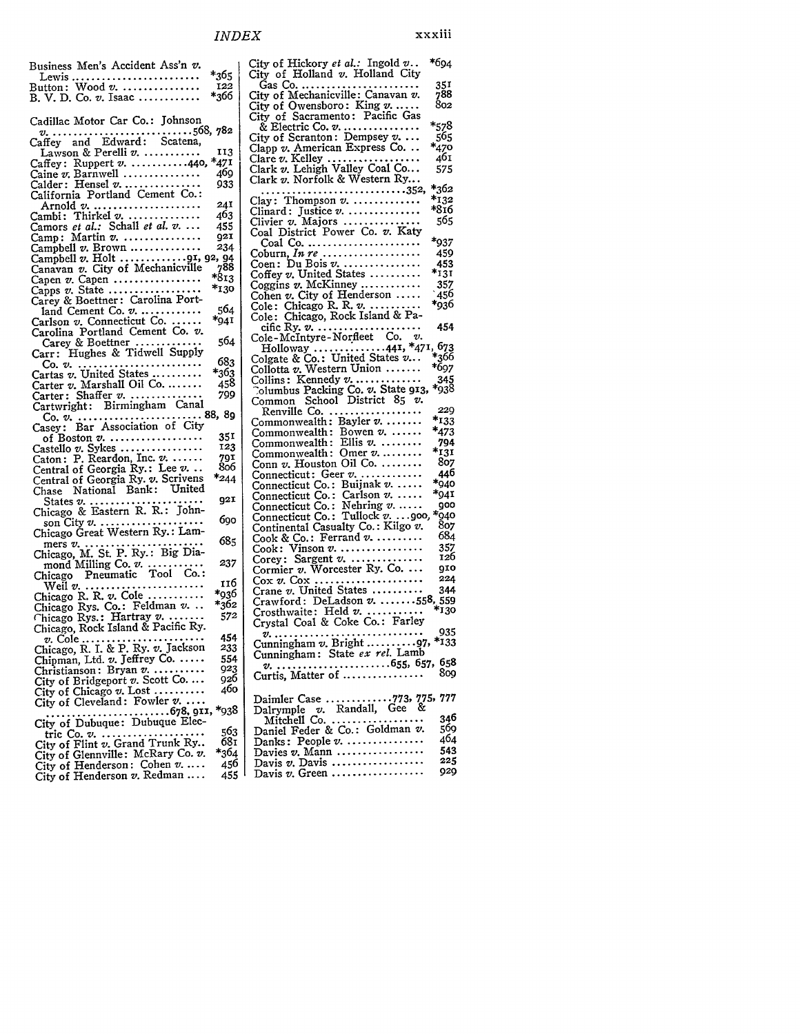# INDEX

Business Men's Accident Ass'n *v.* Lewis .......... *365
Button: Wood *v.* .......... 122
B. V. D. Co. *v.* Isaac .......... *366

Cadillac Motor Car Co.: Johnson *v.* .......... 568, 782
Caffey and Edward: Scatena, Lawson & Perelli *v.* .......... 113
Caffey: Ruppert *v.* .......... 440, *471
Caine *v.* Barnwell .......... 469
Calder: Hensel *v.* .......... 933
California Portland Cement Co.: Arnold *v.* .......... 241
Cambi: Thirkel *v.* .......... 463
Camors *et al.*: Schall *et al. v.* .......... 455
Camp: Martin *v.* .......... 921
Campbell *v.* Brown .......... 234
Campbell *v.* Holt .......... 91, 92, 94
Canavan *v.* City of Mechanicville .......... 788
Capen *v.* Capen .......... *813
Capps *v.* State .......... *130
Carey & Boettner: Carolina Portland Cement Co. *v.* .......... 564
Carlson *v.* Connecticut Co. .......... *941
Carolina Portland Cement Co. *v.* Carey & Boettner .......... 564
Carr: Hughes & Tidwell Supply Co. *v.* .......... 683
Cartas *v.* United States .......... *363
Carter *v.* Marshall Oil Co. .......... 458
Carter: Shaffer *v.* .......... 799
Cartwright: Birmingham Canal Co. *v.* .......... 88, 89
Casey: Bar Association of City of Boston *v.* .......... 351
Castello *v.* Sykes .......... 123
Caton: P. Reardon, Inc. *v.* .......... 791
Central of Georgia Ry.: Lee *v.* .......... 806
Central of Georgia Ry. *v.* Scrivens .......... *244
Chase National Bank: United States *v.* .......... 921
Chicago & Eastern R. R.: Johnson City *v.* .......... 690
Chicago Great Western Ry.: Lammers *v.* .......... 685
Chicago, M. St. P. Ry.: Big Diamond Milling Co. *v.* .......... 237
Chicago Pneumatic Tool Co.: Weil *v.* .......... 116
Chicago R. R. *v.* Cole .......... *936
Chicago Rys. Co.: Feldman *v.* .......... *362
Chicago Rys.: Hartray *v.* .......... 572
Chicago, Rock Island & Pacific Ry. *v.* Cole .......... 454
Chicago, R. I. & P. Ry. *v.* Jackson .......... 233
Chipman, Ltd. *v.* Jeffrey Co. .......... 554
Christianson: Bryan *v.* .......... 923
City of Bridgeport *v.* Scott Co. .......... 926
City of Chicago *v.* Lost .......... 460
City of Cleveland: Fowler *v.* .......... 678, 911, *938
City of Dubuque: Dubuque Electric Co. *v.* .......... 563
City of Flint *v.* Grand Trunk Ry. .......... 681
City of Glennville: McRary Co. *v.* .......... *364
City of Henderson: Cohen *v.* .......... 456
City of Henderson *v.* Redman .......... 455
City of Hickory *et al.*: Ingold *v.* .......... *694
City of Holland *v.* Holland City Gas Co. .......... 351
City of Mechanicville: Canavan *v.* .......... 788
City of Owensboro: King *v.* .......... 802
City of Sacramento: Pacific Gas & Electric Co. *v.* .......... *578
City of Scranton: Dempsey *v.* .......... 565
Clapp *v.* American Express Co. .......... *470
Clare *v.* Kelley .......... 461
Clark *v.* Lehigh Valley Coal Co. .......... 575
Clark *v.* Norfolk & Western Ry. .......... 352, *362
Clay: Thompson *v.* .......... *132
Clinard: Justice *v.* .......... *816
Clivier *v.* Majors .......... 565
Coal District Power Co. *v.* Katy Coal Co. .......... *937
Coburn, *In re* .......... 459
Coen: Du Bois *v.* .......... 453
Coffey *v.* United States .......... *131
Coggins *v.* McKinney .......... 357
Cohen *v.* City of Henderson .......... 456
Cole: Chicago R. R. *v.* .......... *936
Cole: Chicago, Rock Island & Pacific Ry. *v.* .......... 454
Cole-McIntyre-Norfleet Co. *v.* Holloway .......... 441, *471, 673
Colgate & Co.: United States *v.* .......... *366
Collotta *v.* Western Union .......... *697
Collins: Kennedy *v.* .......... 345
Columbus Packing Co. *v.* State 913, *938
Common School District 85 *v.* Renville Co. .......... 229
Commonwealth: Bayler *v.* .......... *133
Commonwealth: Bowen *v.* .......... *473
Commonwealth: Ellis *v.* .......... 794
Commonwealth: Omer *v.* .......... *131
Conn *v.* Houston Oil Co. .......... 807
Connecticut: Geer *v.* .......... 446
Connecticut Co.: Buijnak *v.* .......... *940
Connecticut Co.: Carlson *v.* .......... *941
Connecticut Co.: Nehring *v.* .......... 900
Connecticut Co.: Tullock *v.* .......... 900, *940
Continental Casualty Co.: Kilgo *v.* .......... 807
Cook & Co.: Ferrand *v.* .......... 684
Cook: Vinson *v.* .......... 357
Corey: Sargent *v.* .......... 126
Cormier *v.* Worcester Ry. Co. .......... 910
Cox *v.* Cox .......... 224
Crane *v.* United States .......... 344
Crawford: DeLadson *v.* .......... 558, 559
Crosthwaite: Held *v.* .......... *130
Crystal Coal & Coke Co.: Farley *v.* .......... 935
Cunningham *v.* Bright .......... 97, *133
Cunningham: State *ex rel.* Lamb *v.* .......... 655, 657, 658
Curtis, Matter of .......... 809

Daimler Case .......... 773, 775, 777
Dalrymple *v.* Randall, Gee & Mitchell Co. .......... 346
Daniel Feder & Co.: Goldman *v.* .......... 569
Danks: People *v.* .......... 464
Davies *v.* Mann .......... 543
Davis *v.* Davis .......... 225
Davis *v.* Green .......... 929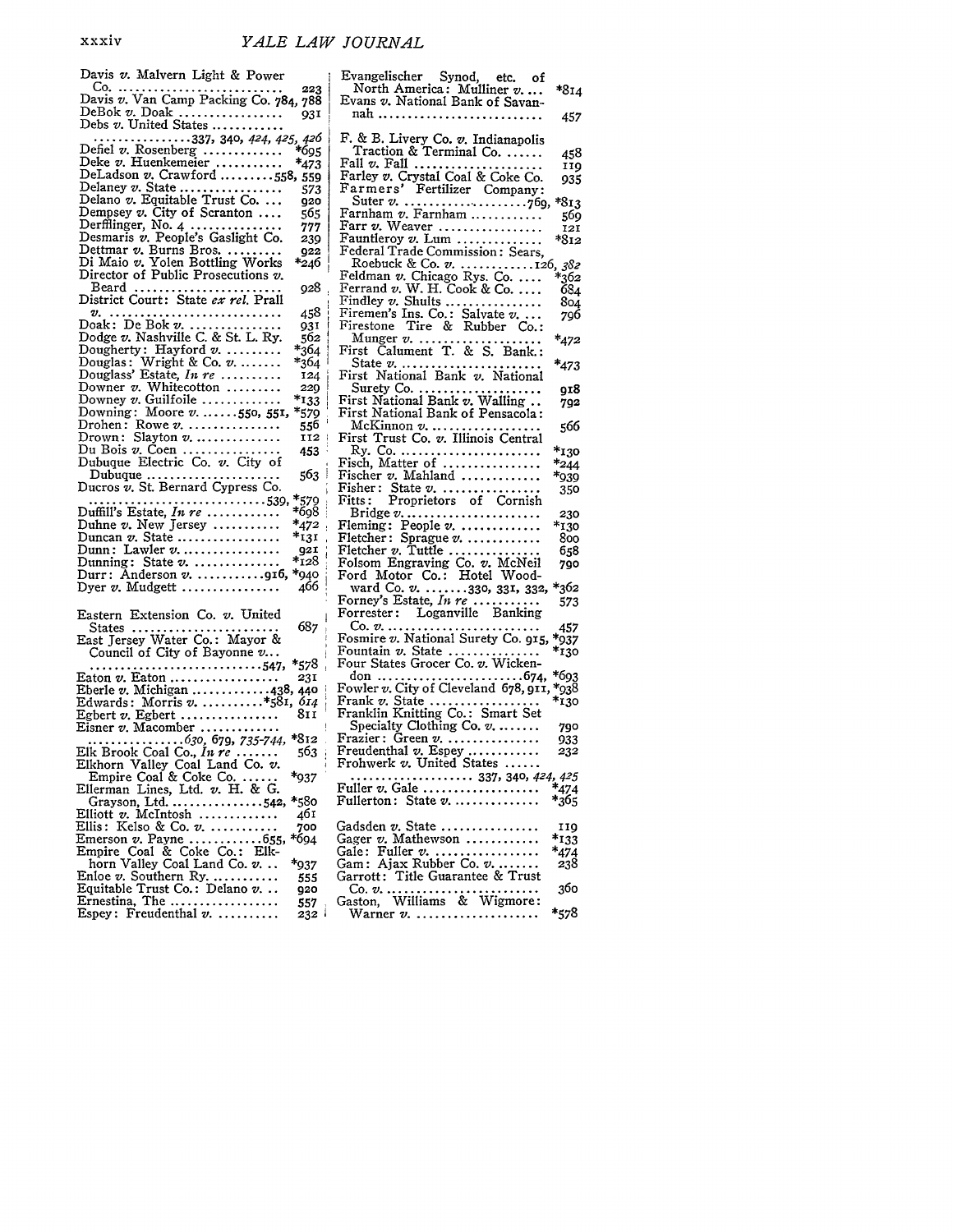Davis *v.* Malvern Light & Power Co. .......... 223
Davis *v.* Van Camp Packing Co. 784, 788
DeBok *v.* Doak .......... 931
Debs *v.* United States .......... 337, 340, *424*, *425*, *426*
Defiel *v.* Rosenberg .......... *695
Deke *v.* Huenkemeier .......... *473
DeLadson *v.* Crawford .......... 558, 559
Delaney *v.* State .......... 573
Delano *v.* Equitable Trust Co. .......... 920
Dempsey *v.* City of Scranton .......... 565
Derfflinger, No. 4 .......... 777
Desmaris *v.* People's Gaslight Co. 239
Dettmar *v.* Burns Bros. .......... 922
Di Maio *v.* Yolen Bottling Works *246
Director of Public Prosecutions *v.* Beard .......... 928
District Court: State *ex rel.* Prall *v.* .......... 458
Doak: De Bok *v.* .......... 931
Dodge *v.* Nashville C. & St. L. Ry. 562
Dougherty: Hayford *v.* .......... *364
Douglas: Wright & Co. *v.* .......... *364
Douglass' Estate, *In re* .......... 124
Downer *v.* Whitecotton .......... 229
Downey *v.* Guilfoile .......... *133
Downing: Moore *v.* .......... 550, 551, *579
Drohen: Rowe *v.* .......... 556
Drown: Slayton *v.* .......... 112
Du Bois *v.* Coen .......... 453
Dubuque Electric Co. *v.* City of Dubuque .......... 563
Ducros *v.* St. Bernard Cypress Co. .......... 539, *579
Duffill's Estate, *In re* .......... *698
Duhne *v.* New Jersey .......... *472
Duncan *v.* State .......... *131
Dunn: Lawler *v.* .......... 921
Dunning: State *v.* .......... *128
Durr: Anderson *v.* .......... 916, *940
Dyer *v.* Mudgett .......... 466

Eastern Extension Co. *v.* United States .......... 687
East Jersey Water Co.: Mayor & Council of City of Bayonne *v.* .......... 547, *578
Eaton *v.* Eaton .......... 231
Eberle *v.* Michigan .......... 438, 440
Edwards: Morris *v.* .......... *581, *614*
Egbert *v.* Egbert .......... 811
Eisner *v.* Macomber .......... *630*, 679, *735-744*, *812
Elk Brook Coal Co., *In re* .......... 563
Elkhorn Valley Coal Land Co. *v.* Empire Coal & Coke Co. .......... *937
Ellerman Lines, Ltd. *v.* H. & G. Grayson, Ltd. .......... 542, *580
Elliott *v.* McIntosh .......... 461
Ellis: Kelso & Co. *v.* .......... 700
Emerson *v.* Payne .......... 655, *694
Empire Coal & Coke Co.: Elkhorn Valley Coal Land Co. *v.* .......... *937
Enloe *v.* Southern Ry. .......... 555
Equitable Trust Co.: Delano *v.* .......... 920
Ernestina, The .......... 557
Espey: Freudenthal *v.* .......... 232

Evangelischer Synod, etc. of North America: Mulliner *v.* .......... *814
Evans *v.* National Bank of Savannah .......... 457

F. & B. Livery Co. *v.* Indianapolis Traction & Terminal Co. .......... 458
Fall *v.* Fall .......... 119
Farley *v.* Crystal Coal & Coke Co. 935
Farmers' Fertilizer Company: Suter *v.* .......... 769, *813
Farnham *v.* Farnham .......... 569
Farr *v.* Weaver .......... 121
Fauntleroy *v.* Lum .......... *812
Federal Trade Commission: Sears, Roebuck & Co. *v.* .......... 126, *382*
Feldman *v.* Chicago Rys. Co. .......... *362
Ferrand *v.* W. H. Cook & Co. .......... 684
Findley *v.* Shults .......... 804
Firemen's Ins. Co.: Salvate *v.* .......... 796
Firestone Tire & Rubber Co.: Munger *v.* .......... *472
First Calument T. & S. Bank.: State *v.* .......... *473
First National Bank *v.* National Surety Co. .......... 918
First National Bank *v.* Walling .......... 792
First National Bank of Pensacola: McKinnon *v.* .......... 566
First Trust Co. *v.* Illinois Central Ry. Co. .......... *130
Fisch, Matter of .......... *244
Fischer *v.* Mahland .......... *939
Fisher: State *v.* .......... 350
Fitts: Proprietors of Cornish Bridge *v.* .......... 230
Fleming: People *v.* .......... *130
Fletcher: Sprague *v.* .......... 800
Fletcher *v.* Tuttle .......... 658
Folsom Engraving Co. *v.* McNeil 790
Ford Motor Co.: Hotel Woodward Co. *v.* .......... 330, 331, 332, *362
Forney's Estate, *In re* .......... 573
Forrester: Loganville Banking Co. *v.* .......... 457
Fosmire *v.* National Surety Co. 915, *937
Fountain *v.* State .......... *130
Four States Grocer Co. *v.* Wickendon .......... 674, *693
Fowler *v.* City of Cleveland 678, 911, *938
Frank *v.* State .......... *130
Franklin Knitting Co.: Smart Set Specialty Clothing Co. *v.* .......... 790
Frazier: Green *v.* .......... 933
Freudenthal *v.* Espey .......... 232
Frohwerk *v.* United States .......... 337, 340, *424*, *425*
Fuller *v.* Gale .......... *474
Fullerton: State *v.* .......... *365

Gadsden *v.* State .......... 119
Gager *v.* Mathewson .......... *133
Gale: Fuller *v.* .......... *474
Gam: Ajax Rubber Co. *v.* .......... 238
Garrott: Title Guarantee & Trust Co. *v.* .......... 360
Gaston, Williams & Wigmore: Warner *v.* .......... *578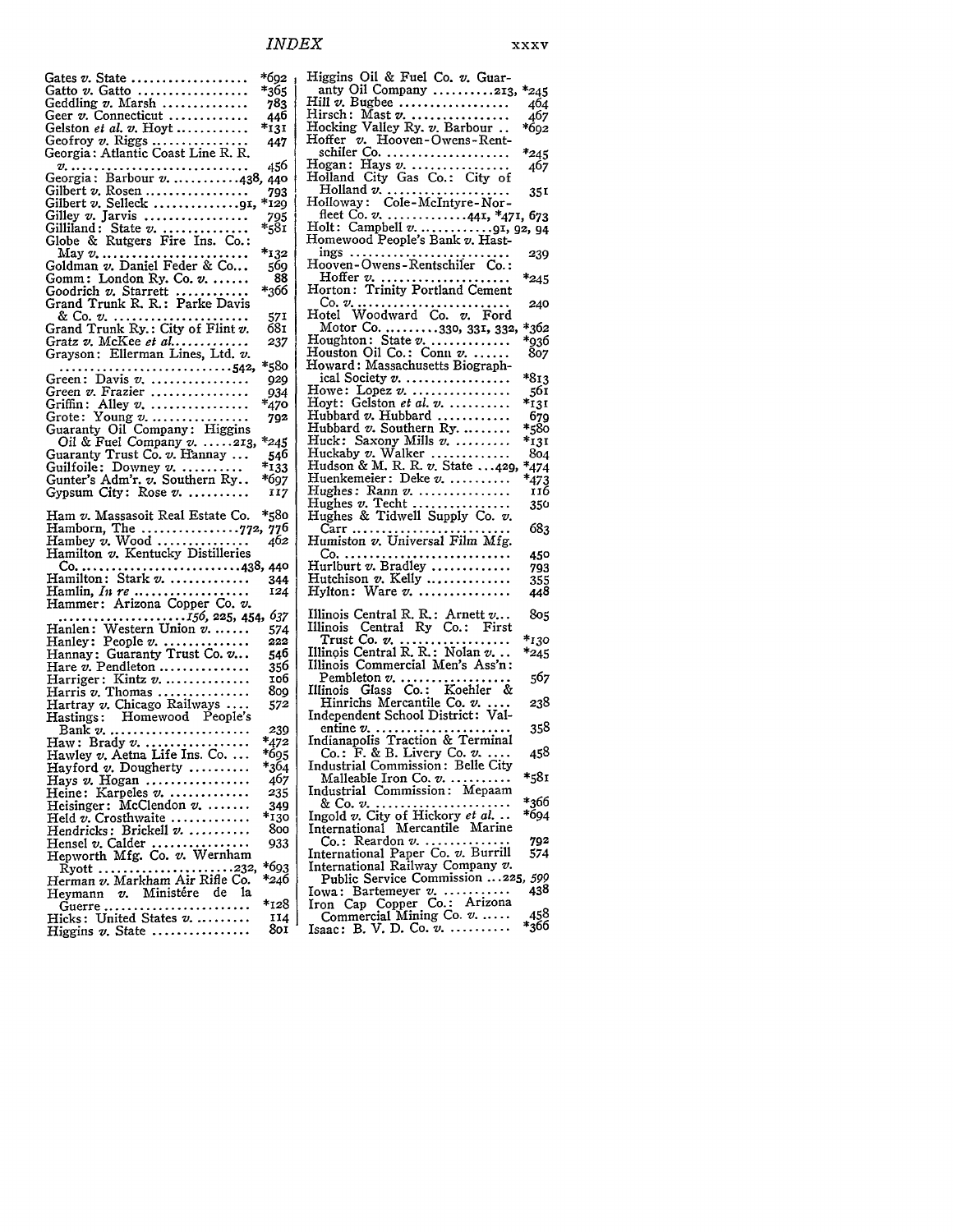Gates *v.* State .................. *692
Gatto *v.* Gatto .................. *365
Geddling *v.* Marsh .............. 783
Geer *v.* Connecticut .............. 446
Gelston *et al. v.* Hoyt ............ *131
Geofroy *v.* Riggs ................ 447
Georgia: Atlantic Coast Line R. R. *v.* .............................. 456
Georgia: Barbour *v.* ...........438, 440
Gilbert *v.* Rosen ................. 793
Gilbert *v.* Selleck ..............91, *129
Gilley *v.* Jarvis ................. 795
Gilliland: State *v.* .............. *581
Globe & Rutgers Fire Ins. Co.: May *v.* ........................ *132
Goldman *v.* Daniel Feder & Co... 569
Gomm: London Ry. Co. *v.* ...... 88
Goodrich *v.* Starrett ............ *366
Grand Trunk R. R.: Parke Davis & Co. *v.* ...................... 571
Grand Trunk Ry.: City of Flint *v.* 681
Gratz *v.* McKee *et al.* ............ 237
Grayson: Ellerman Lines, Ltd. *v.* ..............................542, *580
Green: Davis *v.* ................. 929
Green *v.* Frazier ................ 934
Griffin: Alley *v.* ................ *470
Grote: Young *v.* ................. 792
Guaranty Oil Company: Higgins Oil & Fuel Company *v.* ......213, *245
Guaranty Trust Co. *v.* Hannay ... 546
Guilfoile: Downey *v.* .......... *133
Gunter's Adm'r. *v.* Southern Ry.. *697
Gypsum City: Rose *v.* .......... 117

Ham *v.* Massasoit Real Estate Co. *580
Hamborn, The ................772, 776
Hambey *v.* Wood ............... 462
Hamilton *v.* Kentucky Distilleries Co. ..........................438, 440
Hamilton: Stark *v.* ............. 344
Hamlin, *In re* ................... 124
Hammer: Arizona Copper Co. *v.* .....................*156*, 225, 454, *637*
Hanlen: Western Union *v.* ...... 574
Hanley: People *v.* ............. 222
Hannay: Guaranty Trust Co. *v.*.. 546
Hare *v.* Pendleton .............. 356
Harriger: Kintz *v.* ............. 106
Harris *v.* Thomas ............... 809
Hartray *v.* Chicago Railways .... 572
Hastings: Homewood People's Bank *v.* ........................ 239
Haw: Brady *v.* ................. *472
Hawley *v.* Aetna Life Ins. Co. ... *695
Hayford *v.* Dougherty .......... *364
Hays *v.* Hogan ................. 467
Heine: Karpeles *v.* ............. 235
Heisinger: McClendon *v.* ....... 349
Held *v.* Crosthwaite ............ *130
Hendricks: Brickell *v.* .......... 800
Hensel *v.* Calder ............... 933
Hepworth Mfg. Co. *v.* Wernham Ryott ......................232, *693
Herman *v.* Markham Air Rifle Co. *246
Heymann *v.* Ministère de la Guerre ....................... *128
Hicks: United States *v.* ......... 114
Higgins *v.* State ................ 801
Higgins Oil & Fuel Co. *v.* Guaranty Oil Company ..........213, *245
Hill *v.* Bugbee .................. 464
Hirsch: Mast *v.* ................ 467
Hocking Valley Ry. *v.* Barbour .. *692
Hoffer *v.* Hooven-Owens-Rentschiler Co. ..................... *245
Hogan: Hays *v.* ................ 467
Holland City Gas Co.: City of Holland *v.* ..................... 351
Holloway: Cole-McIntyre-Norfleet Co. *v.* ............441, *471, 673
Holt: Campbell *v.* ............91, 92, 94
Homewood People's Bank *v.* Hastings .......................... 239
Hooven-Owens-Rentschiler Co.: Hoffer *v.* ...................... *245
Horton: Trinity Portland Cement Co. *v.* ........................ 240
Hotel Woodward Co. *v.* Ford Motor Co. .........330, 331, 332, *362
Houghton: State *v.* ............ *936
Houston Oil Co.: Conn *v.* ...... 807
Howard: Massachusetts Biographical Society *v.* ................ *813
Howe: Lopez *v.* ................ 561
Hoyt: Gelston *et al. v.* .......... *131
Hubbard *v.* Hubbard ............ 679
Hubbard *v.* Southern Ry. ....... *580
Huck: Saxony Mills *v.* ......... *131
Huckaby *v.* Walker ............. 804
Hudson & M. R. R. *v.* State ...429, *474
Huenkemeier: Deke *v.* .......... *473
Hughes: Rann *v.* ............... 116
Hughes *v.* Techt ................ 350
Hughes & Tidwell Supply Co. *v.* Carr ......................... 683
Humiston *v.* Universal Film Mfg. Co. ......................... 450
Hurlburt *v.* Bradley ............ 793
Hutchison *v.* Kelly ............. 355
Hylton: Ware *v.* ............... 448

Illinois Central R. R.: Arnett *v.*.. 805
Illinois Central Ry Co.: First Trust Co. *v.* .................. *130
Illinois Central R. R.: Nolan *v.* .. *245
Illinois Commercial Men's Ass'n: Pembleton *v.* .................. 567
Illinois Glass Co.: Koehler & Hinrichs Mercantile Co. *v.* .... 238
Independent School District: Valentine *v.* ...................... 358
Indianapolis Traction & Terminal Co.: F. & B. Livery Co. *v.* .... 458
Industrial Commission: Belle City Malleable Iron Co. *v.* .......... *581
Industrial Commission: Mepaam & Co. *v.* ...................... *366
Ingold *v.* City of Hickory *et al.* .. *694
International Mercantile Marine Co.: Reardon *v.* .............. 792
International Paper Co. *v.* Burrill 574
International Railway Company *v.* Public Service Commission ...225, *599*
Iowa: Bartemeyer *v.* ........... 438
Iron Cap Copper Co.: Arizona Commercial Mining Co. *v.* ..... 458
Isaac: B. V. D. Co. *v.* .......... *366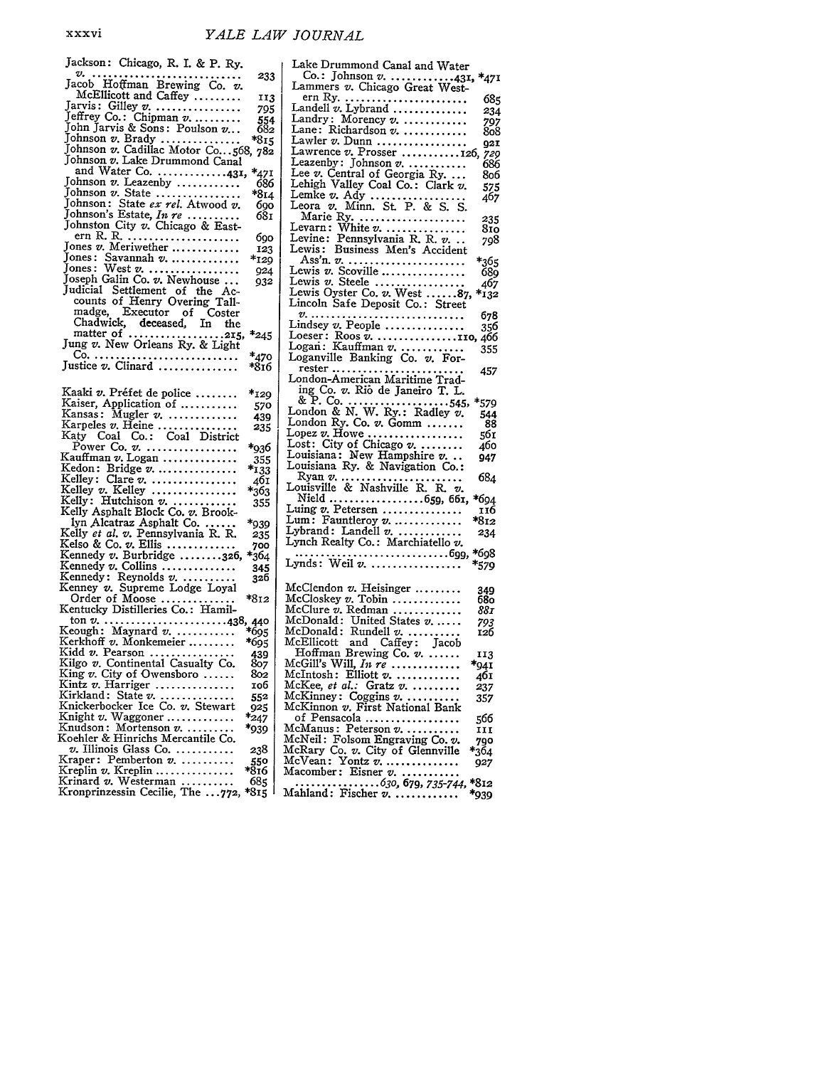Jackson: Chicago, R. I. & P. Ry. *v.* ... 233
Jacob Hoffman Brewing Co. *v.* McEllicott and Caffey ... 113
Jarvis: Gilley *v.* ... 795
Jeffrey Co.: Chipman *v.* ... 554
John Jarvis & Sons: Poulson *v.* ... 682
Johnson *v.* Brady ... *815
Johnson *v.* Cadillac Motor Co. ... 568, 782
Johnson *v.* Lake Drummond Canal and Water Co. ... 431, *471
Johnson *v.* Leazenby ... 686
Johnson *v.* State ... *814
Johnson: State *ex rel.* Atwood *v.* ... 690
Johnson's Estate, *In re* ... 681
Johnston City *v.* Chicago & Eastern R. R. ... 690
Jones *v.* Meriwether ... 123
Jones: Savannah *v.* ... *129
Jones: West *v.* ... 924
Joseph Galin Co. *v.* Newhouse ... 932
Judicial Settlement of the Accounts of Henry Overing Tallmadge, Executor of Coster Chadwick, deceased, In the matter of ... 215, *245
Jung *v.* New Orleans Ry. & Light Co. ... *470
Justice *v.* Clinard ... *816

Kaaki *v.* Préfet de police ... *129
Kaiser, Application of ... 570
Kansas: Mugler *v.* ... 439
Karpeles *v.* Heine ... 235
Katy Coal Co.: Coal District Power Co. *v.* ... *936
Kauffman *v.* Logan ... 355
Kedon: Bridge *v.* ... *133
Kelley: Clare *v.* ... 461
Kelley *v.* Kelley ... *363
Kelly: Hutchison *v.* ... 355
Kelly Asphalt Block Co. *v.* Brooklyn Alcatraz Asphalt Co. ... *939
Kelly *et al. v.* Pennsylvania R. R. ... 235
Kelso & Co. *v.* Ellis ... 700
Kennedy *v.* Burbridge ... 326, *364
Kennedy *v.* Collins ... 345
Kennedy: Reynolds *v.* ... 326
Kenney *v.* Supreme Lodge Loyal Order of Moose ... *812
Kentucky Distilleries Co.: Hamilton *v.* ... 438, 440
Keough: Maynard *v.* ... *695
Kerkhoff *v.* Monkemeier ... *695
Kidd *v.* Pearson ... 439
Kilgo *v.* Continental Casualty Co. ... 807
King *v.* City of Owensboro ... 802
Kintz *v.* Harriger ... 106
Kirkland: State *v.* ... 552
Knickerbocker Ice Co. *v.* Stewart ... 925
Knight *v.* Waggoner ... *247
Knudson: Mortenson *v.* ... *939
Koehler & Hinrichs Mercantile Co. *v.* Illinois Glass Co. ... 238
Kraper: Pemberton *v.* ... 550
Kreplin *v.* Kreplin ... *816
Krinard *v.* Westerman ... 685
Kronprinzessin Cecilie, The ... 772, *815

Lake Drummond Canal and Water Co.: Johnson *v.* ... 431, *471
Lammers *v.* Chicago Great Western Ry. ... 685
Landell *v.* Lybrand ... 234
Landry: Morency *v.* ... 797
Lane: Richardson *v.* ... 808
Lawler *v.* Dunn ... 921
Lawrence *v.* Prosser ... 126, *729*
Leazenby: Johnson *v.* ... 686
Lee *v.* Central of Georgia Ry. ... 806
Lehigh Valley Coal Co.: Clark *v.* ... 575
Lemke *v.* Ady ... 467
Leora *v.* Minn. St. P. & S. S. Marie Ry. ... 235
Levarn: White *v.* ... 810
Levine: Pennsylvania R. R. *v.* ... 798
Lewis: Business Men's Accident Ass'n. *v.* ... *365
Lewis *v.* Scoville ... 689
Lewis *v.* Steele ... 467
Lewis Oyster Co. *v.* West ... 87, *132
Lincoln Safe Deposit Co.: Street *v.* ... 678
Lindsey *v.* People ... 356
Loeser: Roos *v.* ... 110, 466
Logan: Kauffman *v.* ... 355
Loganville Banking Co. *v.* Forrester ... 457
London-American Maritime Trading Co. *v.* Rio de Janeiro T. L. & P. Co. ... 545, *579
London & N. W. Ry.: Radley *v.* ... 544
London Ry. Co. *v.* Gomm ... 88
Lopez *v.* Howe ... 561
Lost: City of Chicago *v.* ... 460
Louisiana: New Hampshire *v.* ... 947
Louisiana Ry. & Navigation Co.: Ryan *v.* ... 684
Louisville & Nashville R. R. *v.* Nield ... 659, 661, *694
Luing *v.* Petersen ... 116
Lum: Fauntleroy *v.* ... *812
Lybrand: Landell *v.* ... 234
Lynch Realty Co.: Marchiatello *v.* ... 699, *698
Lynds: Weil *v.* ... *579

McClendon *v.* Heisinger ... 349
McCloskey *v.* Tobin ... 680
McClure *v.* Redman ... *881*
McDonald: United States *v.* ... *793*
McDonald: Rundell *v.* ... 126
McEllicott and Caffey: Jacob Hoffman Brewing Co. *v.* ... 113
McGill's Will, *In re* ... *941
McIntosh: Elliott *v.* ... 461
McKee, *et al.*: Gratz *v.* ... *237*
McKinney: Coggins *v.* ... 357
McKinnon *v.* First National Bank of Pensacola ... 566
McManus: Peterson *v.* ... 111
McNeil: Folsom Engraving Co. *v.* ... 790
McRary Co. *v.* City of Glennville ... *364
McVean: Yontz *v.* ... 927
Macomber: Eisner *v.* ... *630*, 679, *735-744*, *812
Mahland: Fischer *v.* ... *939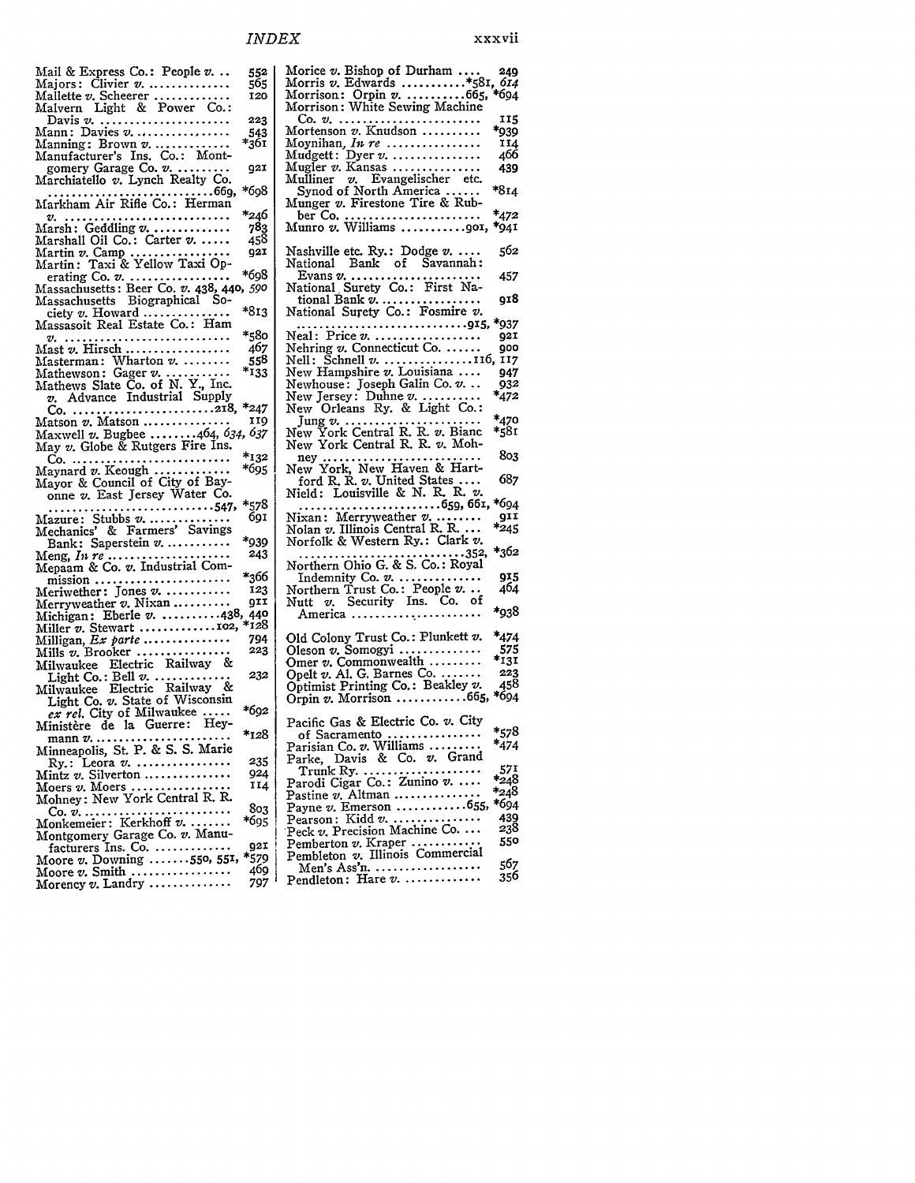Mail & Express Co.: People *v.* .. 552
Majors: Clivier *v.* .............. 565
Mallette *v.* Scheerer .............. 120
Malvern Light & Power Co.: Davis *v.* ...................... 223
Mann: Davies *v.* ................ 543
Manning: Brown *v.* ............. *361
Manufacturer's Ins. Co.: Montgomery Garage Co. *v.* ......... 921
Marchiatello *v.* Lynch Realty Co. ..........................669, *698
Markham Air Rifle Co.: Herman *v.* ............................ *246
Marsh: Geddling *v.* ............. 783
Marshall Oil Co.: Carter *v.* ...... 458
Martin *v.* Camp ................. 921
Martin: Taxi & Yellow Taxi Operating Co. *v.* ................ *698
Massachusetts: Beer Co. *v.* 438, 440, *590*
Massachusetts Biographical Society *v.* Howard .............. *813
Massasoit Real Estate Co.: Ham *v.* ............................ *580
Mast *v.* Hirsch .................. 467
Masterman: Wharton *v.* ......... 558
Mathewson: Gager *v.* ........... *133
Mathews Slate Co. of N. Y., Inc. *v.* Advance Industrial Supply Co. .......................218, *247
Matson *v.* Matson ............... 119
Maxwell *v.* Bugbee ........464, *634*, *637*
May *v.* Globe & Rutgers Fire Ins. Co. ............................ *132
Maynard *v.* Keough ............. *695
Mayor & Council of City of Bayonne *v.* East Jersey Water Co. ...........................547, *578
Mazure: Stubbs *v.* .............. 691
Mechanics' & Farmers' Savings Bank: Saperstein *v.* ........... *939
Meng, *In re* ..................... 243
Mepaam & Co. *v.* Industrial Commission ....................... *366
Meriwether: Jones *v.* ........... 123
Merryweather *v.* Nixan .......... 911
Michigan: Eberle *v.* ..........438, 440
Miller *v.* Stewart .............102, *128
Milligan, *Ex parte* ............... 794
Mills *v.* Brooker ................ 223
Milwaukee Electric Railway & Light Co.: Bell *v.* ............ 232
Milwaukee Electric Railway & Light Co. *v.* State of Wisconsin *ex rel.* City of Milwaukee ..... *692
Ministère de la Guerre: Heymann *v.* ....................... *128
Minneapolis, St. P. & S. S. Marie Ry.: Leora *v.* ................ 235
Mintz *v.* Silverton ............... 924
Moers *v.* Moers ................. 114
Mohney: New York Central R. R. Co. *v.* ......................... 803
Monkemeier: Kerkhoff *v.* ....... *695
Montgomery Garage Co. *v.* Manufacturers Ins. Co. ............. 921
Moore *v.* Downing .......550, 551, *579
Moore *v.* Smith .................. 469
Morency *v.* Landry .............. 797
Morice *v.* Bishop of Durham .... 249
Morris *v.* Edwards ...........*581, *614*
Morrison: Orpin *v.* ..........665, *694
Morrison: White Sewing Machine Co. *v.* ........................ 115
Mortenson *v.* Knudson .......... *939
Moynihan, *In re* ................ 114
Mudgett: Dyer *v.* ............... 466
Mugler *v.* Kansas ............... 439
Mulliner *v.* Evangelischer etc. Synod of North America ...... *814
Munger *v.* Firestone Tire & Rubber Co. ....................... *472
Munro *v.* Williams ...........901, *941

Nashville etc. Ry.: Dodge *v.* ..... 562
National Bank of Savannah: Evans *v.* ...................... 457
National Surety Co.: First National Bank *v.* ................. 918
National Surety Co.: Fosmire *v.* ..............................915, *937
Neal: Price *v.* ................... 921
Nehring *v.* Connecticut Co. ...... 900
Nell: Schnell *v.* ...............116, 117
New Hampshire *v.* Louisiana .... 947
Newhouse: Joseph Galin Co. *v.* .. 932
New Jersey: Duhne *v.* .......... *472
New Orleans Ry. & Light Co.: Jung *v.* ....................... *470
New York Central R. R. *v.* Bianc *581
New York Central R. R. *v.* Mohney ........................... 803
New York, New Haven & Hartford R. R. *v.* United States .... 687
Nield: Louisville & N. R. R. *v.* ........................659, 661, *694
Nixan: Merryweather *v.* ........ 911
Nolan *v.* Illinois Central R. R. ... *245
Norfolk & Western Ry.: Clark *v.* ..........................352, *362
Northern Ohio G. & S. Co.: Royal Indemnity Co. *v.* ............. 915
Northern Trust Co.: People *v.* .. 464
Nutt *v.* Security Ins. Co. of America ........................ *938

Old Colony Trust Co.: Plunkett *v.* *474
Oleson *v.* Somogyi .............. 575
Omer *v.* Commonwealth ......... *131
Opelt *v.* Al. G. Barnes Co. ....... 223
Optimist Printing Co.: Beakley *v.* 458
Orpin *v.* Morrison ............665, *694

Pacific Gas & Electric Co. *v.* City of Sacramento ............... *578
Parisian Co. *v.* Williams ......... *474
Parke, Davis & Co. *v.* Grand Trunk Ry. .................... 571
Parodi Cigar Co.: Zunino *v.* .... *248
Pastine *v.* Altman ............... *248
Payne *v.* Emerson ............655, *694
Pearson: Kidd *v.* ................ 439
Peck *v.* Precision Machine Co. ... 238
Pemberton *v.* Kraper ............ 550
Pembleton *v.* Illinois Commercial Men's Ass'n. .................. 567
Pendleton: Hare *v.* ............. 356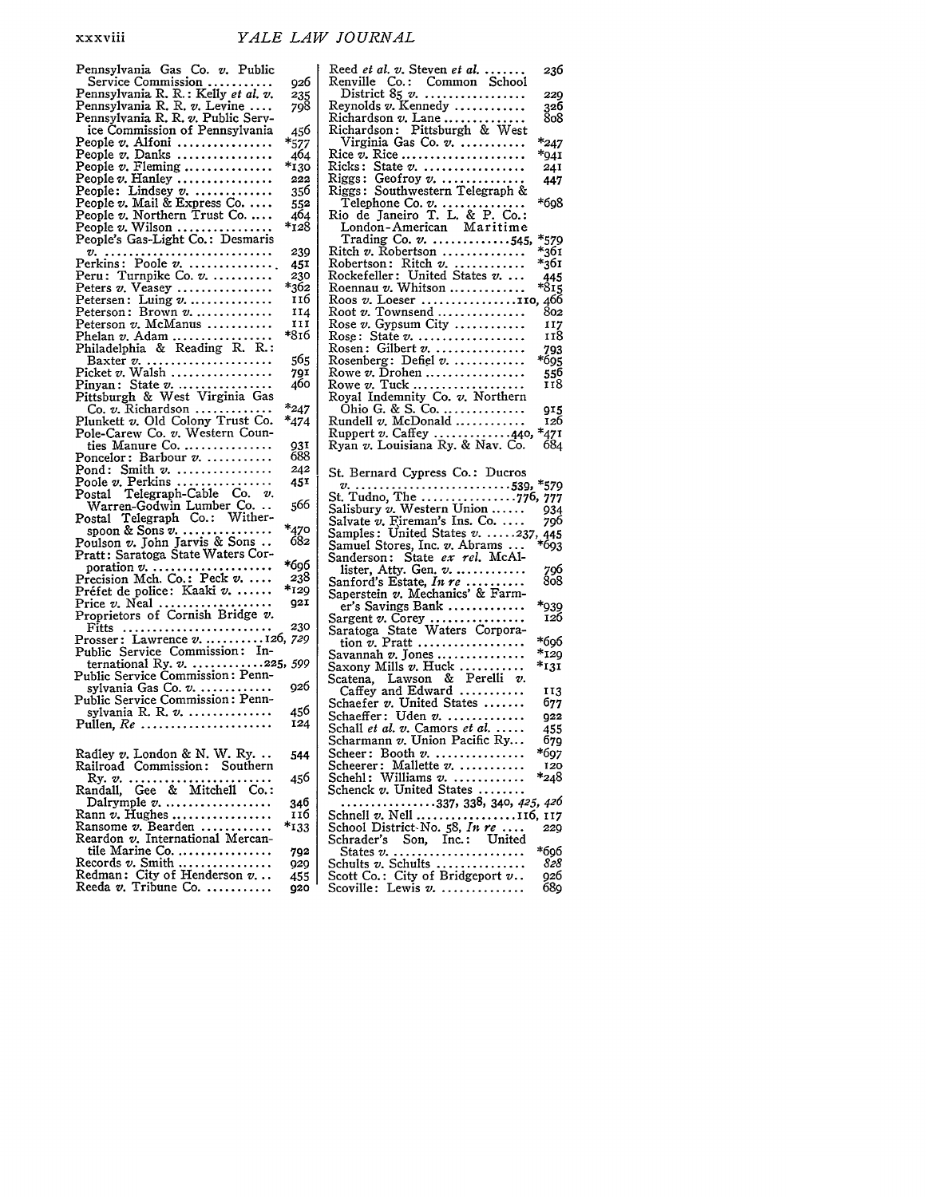Pennsylvania Gas Co. *v.* Public Service Commission ........... 926
Pennsylvania R. R.: Kelly *et al. v.* 235
Pennsylvania R. R. *v.* Levine .... 798
Pennsylvania R. R. *v.* Public Service Commission of Pennsylvania 456
People *v.* Alfoni ................ *577
People *v.* Danks ................ 464
People *v.* Fleming ............... *130
People *v.* Hanley ................ 222
People: Lindsey *v.* ............. 356
People *v.* Mail & Express Co. .... 552
People *v.* Northern Trust Co. .... 464
People *v.* Wilson ................ *128
People's Gas-Light Co.: Desmaris *v.* ............................ 239
Perkins: Poole *v.* .............. 451
Peru: Turnpike Co. *v.* .......... 230
Peters *v.* Veasey ................ *362
Petersen: Luing *v.* .............. 116
Peterson: Brown *v.* ............. 114
Peterson *v.* McManus ........... 111
Phelan *v.* Adam ................. *816
Philadelphia & Reading R. R.: Baxter *v.* ..................... 565
Picket *v.* Walsh ................. 791
Pinyan: State *v.* ................ 460
Pittsburgh & West Virginia Gas Co. *v.* Richardson ............ *247
Plunkett *v.* Old Colony Trust Co. *474
Pole-Carew Co. *v.* Western Counties Manure Co. .............. 931
Poncelor: Barbour *v.* ........... 688
Pond: Smith *v.* ................. 242
Poole *v.* Perkins ................ 451
Postal Telegraph-Cable Co. *v.* Warren-Godwin Lumber Co. .. 566
Postal Telegraph Co.: Witherspoon & Sons *v.* ............... *470
Poulson *v.* John Jarvis & Sons .. 682
Pratt: Saratoga State Waters Corporation *v.* .................... *696
Precision Mch. Co.: Peck *v.* ..... 238
Préfet de police: Kaaki *v.* ...... *129
Price *v.* Neal .................. 921
Proprietors of Cornish Bridge *v.* Fitts ......................... 230
Prosser: Lawrence *v.* ..........126, *729*
Public Service Commission: International Ry. *v.* ............225, *599*
Public Service Commission: Pennsylvania Gas Co. *v.* ............ 926
Public Service Commission: Pennsylvania R. R. *v.* .............. 456
Pullen, *Re* ...................... 124

Radley *v.* London & N. W. Ry. .. 544
Railroad Commission: Southern Ry. *v.* ........................ 456
Randall, Gee & Mitchell Co.: Dalrymple *v.* .................. 346
Rann *v.* Hughes ................. 116
Ransome *v.* Bearden ............ *133
Reardon *v.* International Mercantile Marine Co. ................ 792
Records *v.* Smith ................ 929
Redman: City of Henderson *v.* .. 455
Reeda *v.* Tribune Co. ........... 920
Reed *et al. v.* Steven *et al.* ....... 236
Renville Co.: Common School District 85 *v.* ................. 229
Reynolds *v.* Kennedy ............ 326
Richardson *v.* Lane .............. 808
Richardson: Pittsburgh & West Virginia Gas Co. *v.* ........... *247
Rice *v.* Rice ..................... *941
Ricks: State *v.* ................. 241
Riggs: Geofroy *v.* .............. 447
Riggs: Southwestern Telegraph & Telephone Co. *v.* ............. *698
Rio de Janeiro T. L. & P. Co.: London-American Maritime Trading Co. *v.* .............545, *579
Ritch *v.* Robertson .............. *361
Robertson: Ritch *v.* ............ *361
Rockefeller: United States *v.* .... 445
Roennau *v.* Whitson ............. *815
Roos *v.* Loeser ................110, 466
Root *v.* Townsend ............... 802
Rose *v.* Gypsum City ............ 117
Rose: State *v.* .................. 118
Rosen: Gilbert *v.* ............... 793
Rosenberg: Defiel *v.* ............ *695
Rowe *v.* Drohen ................. 556
Rowe *v.* Tuck ................... 118
Royal Indemnity Co. *v.* Northern Ohio G. & S. Co. .............. 915
Rundell *v.* McDonald ............ 126
Ruppert *v.* Caffey .............440, *471
Ryan *v.* Louisiana Ry. & Nav. Co. 684

St. Bernard Cypress Co.: Ducros *v.* ..........................539, *579
St. Tudno, The ................776, 777
Salisbury *v.* Western Union ...... 934
Salvate *v.* Fireman's Ins. Co. .... 796
Samples: United States *v.* .....237, 445
Samuel Stores, Inc. *v.* Abrams ... *693
Sanderson: State *ex rel.* McAllister, Atty. Gen. *v.* ............ 796
Sanford's Estate, *In re* .......... 808
Saperstein *v.* Mechanics' & Farmer's Savings Bank ............ *939
Sargent *v.* Corey ................ 126
Saratoga State Waters Corporation *v.* Pratt .................. *696
Savannah *v.* Jones ............... *129
Saxony Mills *v.* Huck ........... *131
Scatena, Lawson & Perelli *v.* Caffey and Edward ........... 113
Schaefer *v.* United States ....... 677
Schaeffer: Uden *v.* ............. 922
Schall *et al. v.* Camors *et al.* ..... 455
Scharmann *v.* Union Pacific Ry... 679
Scheer: Booth *v.* ............... *697
Scheerer: Mallette *v.* ........... 120
Schehl: Williams *v.* ............ *248
Schenck *v.* United States ........ ...............337, 338, 340, *425*, *426*
Schnell *v.* Nell ................116, 117
School District No. 58, *In re* .... 229
Schrader's Son, Inc.: United States *v.* ...................... *696
Schults *v.* Schults .............. *828*
Scott Co.: City of Bridgeport *v.*.. 926
Scoville: Lewis *v.* .............. 689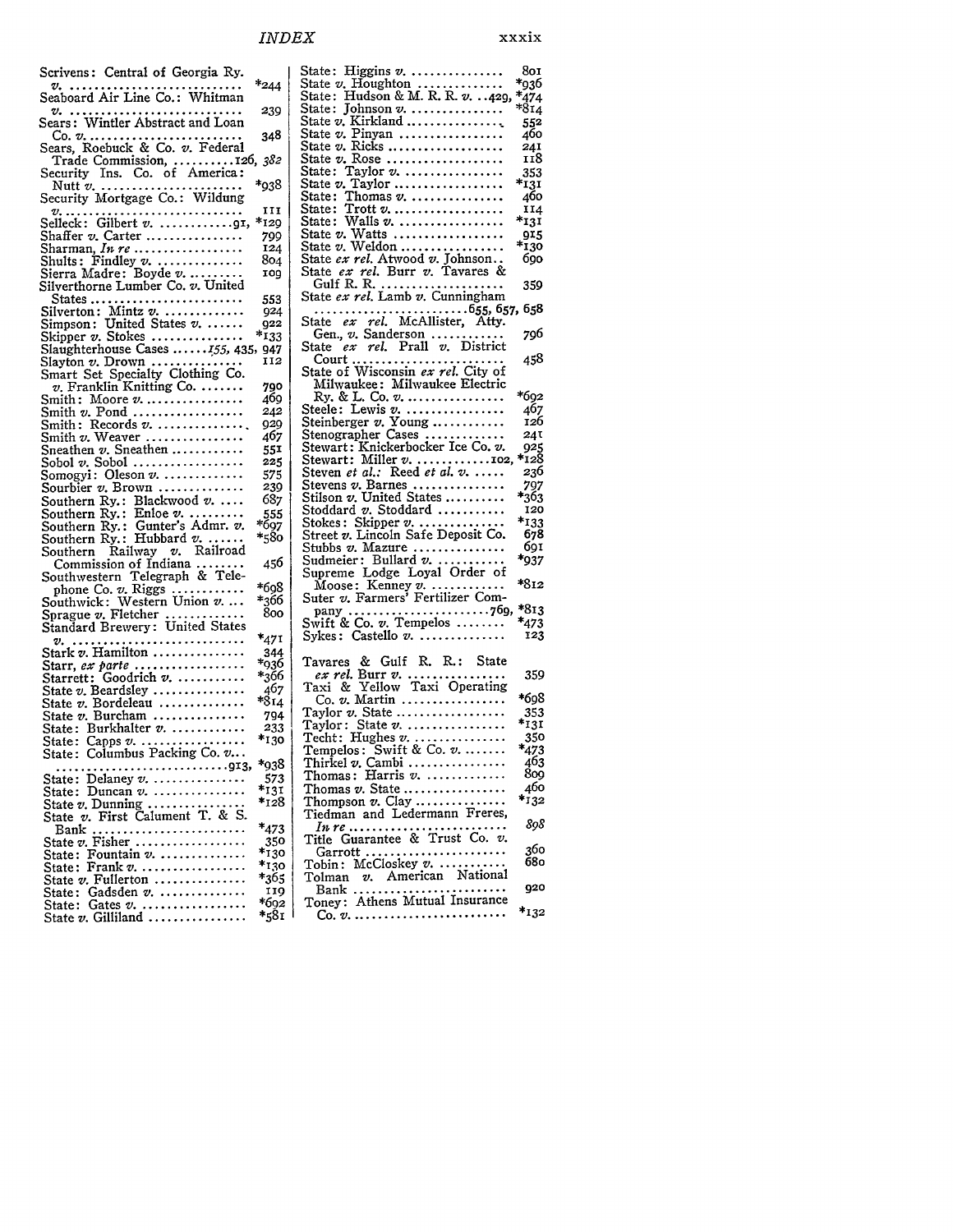Scrivens: Central of Georgia Ry. *v.* ............................ *244
Seaboard Air Line Co.: Whitman *v.* ............................ 239
Sears: Wintler Abstract and Loan Co. *v.* ......................... 348
Sears, Roebuck & Co. *v.* Federal Trade Commission, ..........126, *382*
Security Ins. Co. of America: Nutt *v.* ....................... *938
Security Mortgage Co.: Wildung *v.* ............................ 111
Selleck: Gilbert *v.* ............91, *129
Shaffer *v.* Carter ................ 799
Sharman, *In re* .................. 124
Shults: Findley *v.* .............. 804
Sierra Madre: Boyde *v.* ......... 109
Silverthorne Lumber Co. *v.* United States ......................... 553
Silverton: Mintz *v.* ............. 924
Simpson: United States *v.* ...... 922
Skipper *v.* Stokes ............... *133
Slaughterhouse Cases ......*155*, 435, 947
Slayton *v.* Drown ............... 112
Smart Set Specialty Clothing Co. *v.* Franklin Knitting Co. ....... 790
Smith: Moore *v.* ................ 469
Smith *v.* Pond .................. 242
Smith: Records *v.* .............. 929
Smith *v.* Weaver ................ 467
Sneathen *v.* Sneathen ............ 551
Sobol *v.* Sobol ................. 225
Somogyi: Oleson *v.* ............. 575
Sourbier *v.* Brown .............. 239
Southern Ry.: Blackwood *v.* .... 687
Southern Ry.: Enloe *v.* ......... 555
Southern Ry.: Gunter's Admr. *v.* *697
Southern Ry.: Hubbard *v.* ...... *580
Southern Railway *v.* Railroad Commission of Indiana ........ 456
Southwestern Telegraph & Telephone Co. *v.* Riggs ........... *698
Southwick: Western Union *v.* ... *366
Sprague *v.* Fletcher ............ 800
Standard Brewery: United States *v.* ............................ *471
Stark *v.* Hamilton ............... 344
Starr, *ex parte* ................. *936
Starrett: Goodrich *v.* ........... *366
State *v.* Beardsley .............. 467
State *v.* Bordeleau .............. *814
State *v.* Burcham ............... 794
State: Burkhalter *v.* ............ 233
State: Capps *v.* ................. *130
State: Columbus Packing Co. *v.*.. ...........................913, *938
State: Delaney *v.* ............... 573
State: Duncan *v.* ................ *131
State *v.* Dunning ................ *128
State *v.* First Calument T. & S. Bank ............................ *473
State *v.* Fisher ................. 350
State: Fountain *v.* .............. *130
State: Frank *v.* ................. *130
State *v.* Fullerton .............. *365
State: Gadsden *v.* .............. 119
State: Gates *v.* ................. *692
State *v.* Gilliland .............. *581
State: Higgins *v.* ............... 801
State *v.* Houghton .............. *936
State: Hudson & M. R. R. *v.* ..429, *474
State: Johnson *v.* ............... *814
State *v.* Kirkland ............... 552
State *v.* Pinyan ................. 460
State *v.* Ricks .................. 241
State *v.* Rose ................... 118
State: Taylor *v.* ................ 353
State *v.* Taylor ................. *131
State: Thomas *v.* ............... 460
State: Trott *v.* ................. 114
State: Walls *v.* ................. *131
State *v.* Watts .................. 915
State *v.* Weldon ................. *130
State *ex rel.* Atwood *v.* Johnson.. 690
State *ex rel.* Burr *v.* Tavares & Gulf R. R. ..................... 359
State *ex rel.* Lamb *v.* Cunningham .........................655, 657, 658
State *ex rel.* McAllister, Atty. Gen., *v.* Sanderson ........... 796
State *ex rel.* Prall *v.* District Court ......................... 458
State of Wisconsin *ex rel.* City of Milwaukee: Milwaukee Electric Ry. & L. Co. *v.* ............... *692
Steele: Lewis *v.* ................ 467
Steinberger *v.* Young ............ 126
Stenographer Cases ............... 241
Stewart: Knickerbocker Ice Co. *v.* 925
Stewart: Miller *v.* ............102, *128
Steven *et al.*: Reed *et al. v.* ..... 236
Stevens *v.* Barnes ............... 797
Stilson *v.* United States ......... *363
Stoddard *v.* Stoddard ........... 120
Stokes: Skipper *v.* .............. *133
Street *v.* Lincoln Safe Deposit Co. 678
Stubbs *v.* Mazure ............... 691
Sudmeier: Bullard *v.* ........... *937
Supreme Lodge Loyal Order of Moose: Kenney *v.* ............ *812
Suter *v.* Farmers' Fertilizer Company .......................769, *813
Swift & Co. *v.* Tempelos ........ *473
Sykes: Castello *v.* .............. 123

Tavares & Gulf R. R.: State *ex rel.* Burr *v.* ................. 359
Taxi & Yellow Taxi Operating Co. *v.* Martin ................. *698
Taylor *v.* State .................. 353
Taylor: State *v.* ................ *131
Techt: Hughes *v.* ............... 350
Tempelos: Swift & Co. *v.* ....... *473
Thirkel *v.* Cambi ................ 463
Thomas: Harris *v.* .............. 809
Thomas *v.* State ................. 460
Thompson *v.* Clay ............... *132
Tiedman and Ledermann Freres, *In re* .......................... *898*
Title Guarantee & Trust Co. *v.* Garrott ....................... 360
Tobin: McCloskey *v.* ........... 680
Tolman *v.* American National Bank ......................... 920
Toney: Athens Mutual Insurance Co. *v.* ......................... *132